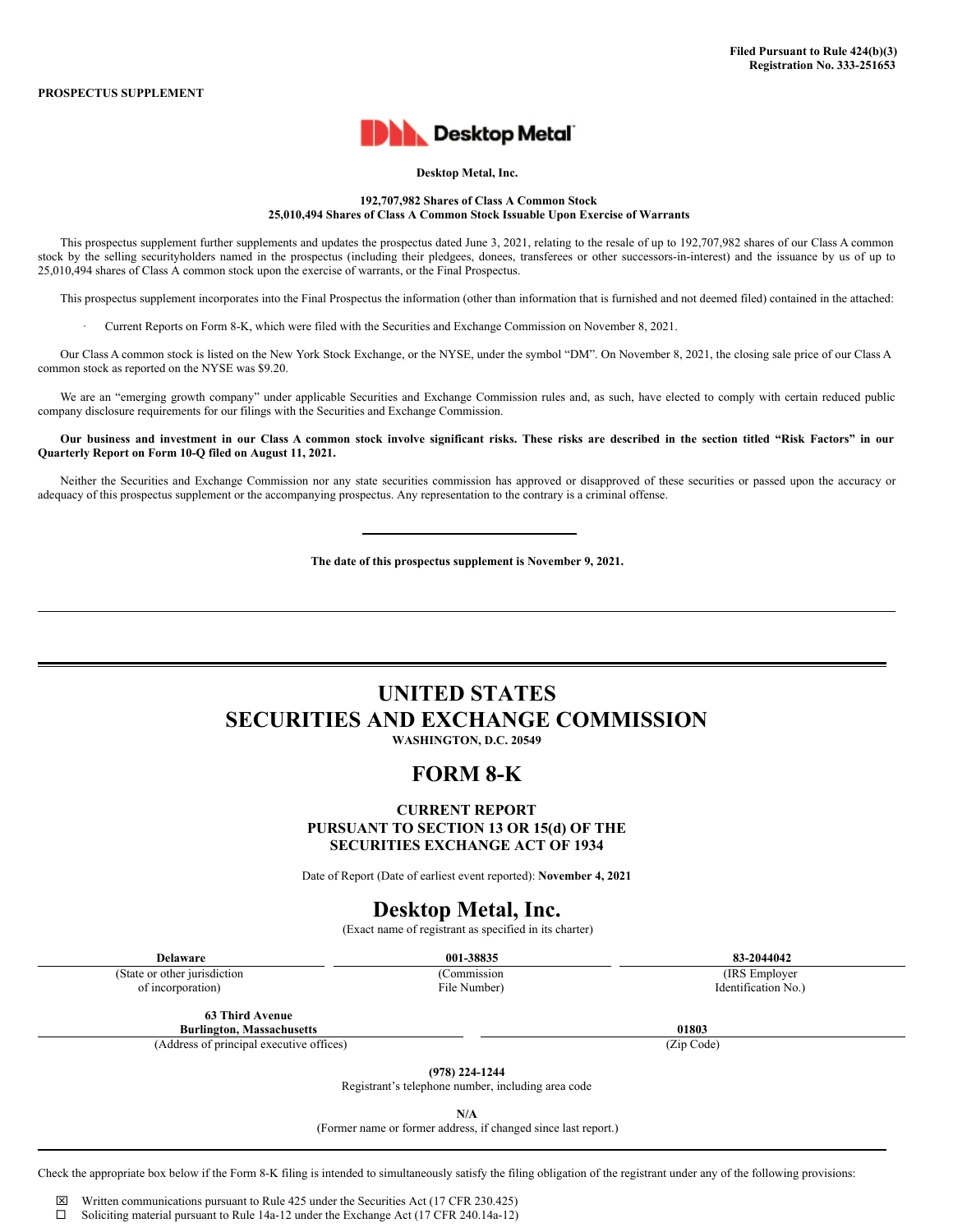Filed Pursuant to Rule 424(b)(3)
Registration No. 333-251653

**PROSPECTUS SUPPLEMENT**

**Desktop Metal**

**Desktop Metal, Inc.**

**192,707,982 Shares of Class A Common Stock**
**25,010,494 Shares of Class A Common Stock Issuable Upon Exercise of Warrants**

This prospectus supplement further supplements and updates the prospectus dated June 3, 2021, relating to the resale of up to 192,707,982 shares of our Class A common stock by the selling securityholders named in the prospectus (including their pledgees, donees, transferees or other successors-in-interest) and the issuance by us of up to 25,010,494 shares of Class A common stock upon the exercise of warrants, or the Final Prospectus.

This prospectus supplement incorporates into the Final Prospectus the information (other than information that is furnished and not deemed filed) contained in the attached:

- Current Reports on Form 8-K, which were filed with the Securities and Exchange Commission on November 8, 2021.

Our Class A common stock is listed on the New York Stock Exchange, or the NYSE, under the symbol "DM". On November 8, 2021, the closing sale price of our Class A common stock as reported on the NYSE was $9.20.

We are an "emerging growth company" under applicable Securities and Exchange Commission rules and, as such, have elected to comply with certain reduced public company disclosure requirements for our filings with the Securities and Exchange Commission.

**Our business and investment in our Class A common stock involve significant risks. These risks are described in the section titled "Risk Factors" in our Quarterly Report on Form 10-Q filed on August 11, 2021.**

Neither the Securities and Exchange Commission nor any state securities commission has approved or disapproved of these securities or passed upon the accuracy or adequacy of this prospectus supplement or the accompanying prospectus. Any representation to the contrary is a criminal offense.

**The date of this prospectus supplement is November 9, 2021.**

---

# UNITED STATES
# SECURITIES AND EXCHANGE COMMISSION

**WASHINGTON, D.C. 20549**

## FORM 8-K

**CURRENT REPORT**
**PURSUANT TO SECTION 13 OR 15(d) OF THE**
**SECURITIES EXCHANGE ACT OF 1934**

Date of Report (Date of earliest event reported): **November 4, 2021**

## Desktop Metal, Inc.

(Exact name of registrant as specified in its charter)

| **Delaware** | **001-38835** | **83-2044042** |
|---|---|---|
| (State or other jurisdiction of incorporation) | (Commission File Number) | (IRS Employer Identification No.) |

| **63 Third Avenue Burlington, Massachusetts** | **01803** |
|---|---|
| (Address of principal executive offices) | (Zip Code) |

**(978) 224-1244**
Registrant's telephone number, including area code

**N/A**
(Former name or former address, if changed since last report.)

Check the appropriate box below if the Form 8-K filing is intended to simultaneously satisfy the filing obligation of the registrant under any of the following provisions:

☒ Written communications pursuant to Rule 425 under the Securities Act (17 CFR 230.425)
☐ Soliciting material pursuant to Rule 14a-12 under the Exchange Act (17 CFR 240.14a-12)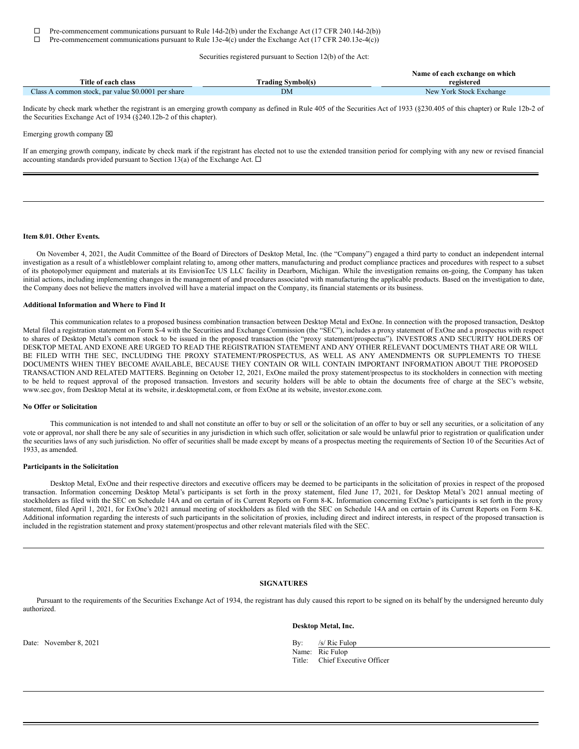☐ Pre-commencement communications pursuant to Rule 14d-2(b) under the Exchange Act (17 CFR 240.14d-2(b))

☐ Pre-commencement communications pursuant to Rule 13e-4(c) under the Exchange Act (17 CFR 240.13e-4(c))

Securities registered pursuant to Section 12(b) of the Act:

| Title of each class | Trading Symbol(s) | Name of each exchange on which registered |
|---|---|---|
| Class A common stock, par value $0.0001 per share | DM | New York Stock Exchange |

Indicate by check mark whether the registrant is an emerging growth company as defined in Rule 405 of the Securities Act of 1933 (§230.405 of this chapter) or Rule 12b-2 of the Securities Exchange Act of 1934 (§240.12b-2 of this chapter).

Emerging growth company ☒

If an emerging growth company, indicate by check mark if the registrant has elected not to use the extended transition period for complying with any new or revised financial accounting standards provided pursuant to Section 13(a) of the Exchange Act. ☐

---

**Item 8.01. Other Events.**

On November 4, 2021, the Audit Committee of the Board of Directors of Desktop Metal, Inc. (the "Company") engaged a third party to conduct an independent internal investigation as a result of a whistleblower complaint relating to, among other matters, manufacturing and product compliance practices and procedures with respect to a subset of its photopolymer equipment and materials at its EnvisionTec US LLC facility in Dearborn, Michigan. While the investigation remains on-going, the Company has taken initial actions, including implementing changes in the management of and procedures associated with manufacturing the applicable products. Based on the investigation to date, the Company does not believe the matters involved will have a material impact on the Company, its financial statements or its business.

**Additional Information and Where to Find It**

This communication relates to a proposed business combination transaction between Desktop Metal and ExOne. In connection with the proposed transaction, Desktop Metal filed a registration statement on Form S-4 with the Securities and Exchange Commission (the "SEC"), includes a proxy statement of ExOne and a prospectus with respect to shares of Desktop Metal's common stock to be issued in the proposed transaction (the "proxy statement/prospectus"). INVESTORS AND SECURITY HOLDERS OF DESKTOP METAL AND EXONE ARE URGED TO READ THE REGISTRATION STATEMENT AND ANY OTHER RELEVANT DOCUMENTS THAT ARE OR WILL BE FILED WITH THE SEC, INCLUDING THE PROXY STATEMENT/PROSPECTUS, AS WELL AS ANY AMENDMENTS OR SUPPLEMENTS TO THESE DOCUMENTS WHEN THEY BECOME AVAILABLE, BECAUSE THEY CONTAIN OR WILL CONTAIN IMPORTANT INFORMATION ABOUT THE PROPOSED TRANSACTION AND RELATED MATTERS. Beginning on October 12, 2021, ExOne mailed the proxy statement/prospectus to its stockholders in connection with meeting to be held to request approval of the proposed transaction. Investors and security holders will be able to obtain the documents free of charge at the SEC's website, www.sec.gov, from Desktop Metal at its website, ir.desktopmetal.com, or from ExOne at its website, investor.exone.com.

**No Offer or Solicitation**

This communication is not intended to and shall not constitute an offer to buy or sell or the solicitation of an offer to buy or sell any securities, or a solicitation of any vote or approval, nor shall there be any sale of securities in any jurisdiction in which such offer, solicitation or sale would be unlawful prior to registration or qualification under the securities laws of any such jurisdiction. No offer of securities shall be made except by means of a prospectus meeting the requirements of Section 10 of the Securities Act of 1933, as amended.

**Participants in the Solicitation**

Desktop Metal, ExOne and their respective directors and executive officers may be deemed to be participants in the solicitation of proxies in respect of the proposed transaction. Information concerning Desktop Metal's participants is set forth in the proxy statement, filed June 17, 2021, for Desktop Metal's 2021 annual meeting of stockholders as filed with the SEC on Schedule 14A and on certain of its Current Reports on Form 8-K. Information concerning ExOne's participants is set forth in the proxy statement, filed April 1, 2021, for ExOne's 2021 annual meeting of stockholders as filed with the SEC on Schedule 14A and on certain of its Current Reports on Form 8-K. Additional information regarding the interests of such participants in the solicitation of proxies, including direct and indirect interests, in respect of the proposed transaction is included in the registration statement and proxy statement/prospectus and other relevant materials filed with the SEC.

---

**SIGNATURES**

Pursuant to the requirements of the Securities Exchange Act of 1934, the registrant has duly caused this report to be signed on its behalf by the undersigned hereunto duly authorized.

**Desktop Metal, Inc.**

Date: November 8, 2021

By: /s/ Ric Fulop
Name: Ric Fulop
Title: Chief Executive Officer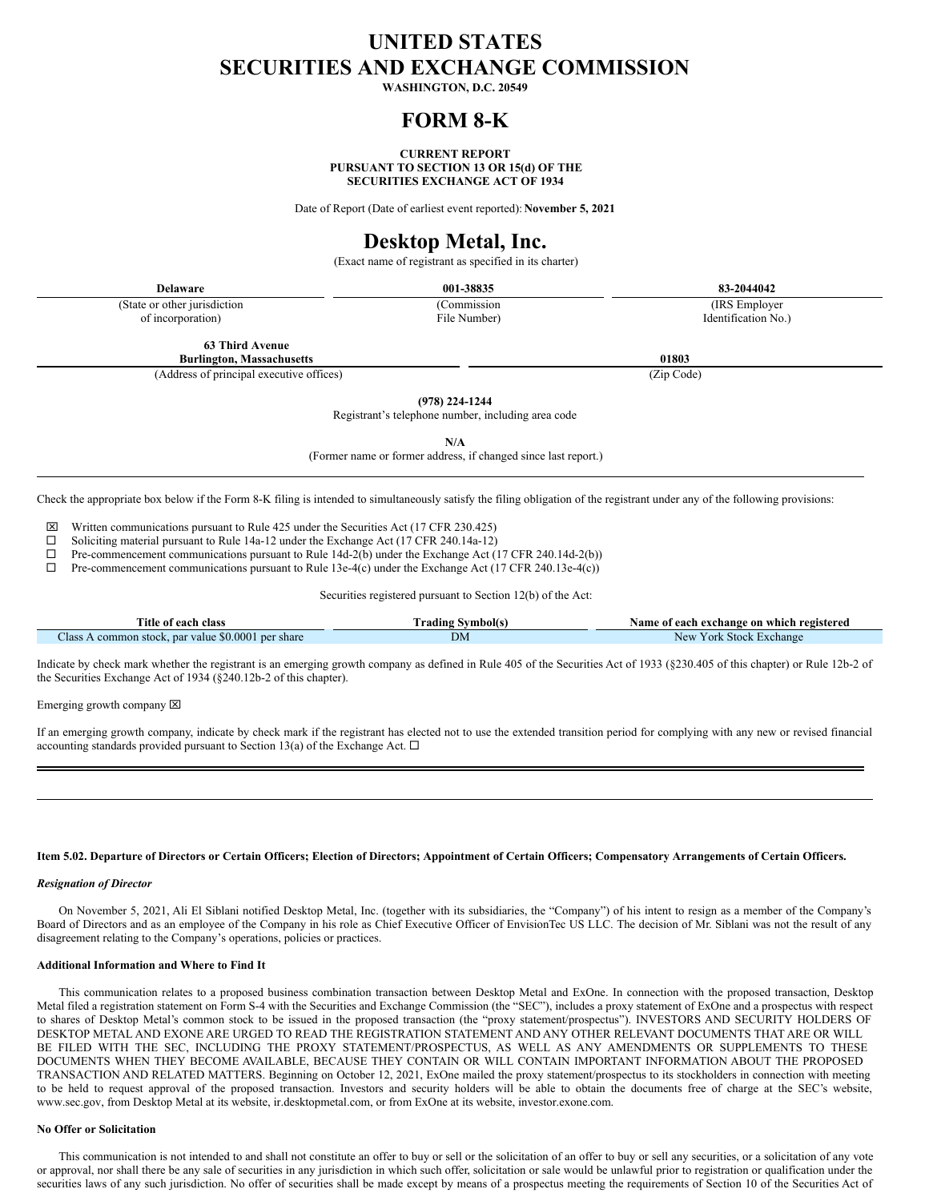# UNITED STATES
# SECURITIES AND EXCHANGE COMMISSION

**WASHINGTON, D.C. 20549**

# FORM 8-K

**CURRENT REPORT**
**PURSUANT TO SECTION 13 OR 15(d) OF THE**
**SECURITIES EXCHANGE ACT OF 1934**

Date of Report (Date of earliest event reported): **November 5, 2021**

# Desktop Metal, Inc.

(Exact name of registrant as specified in its charter)

| **Delaware** | **001-38835** | **83-2044042** |
|---|---|---|
| (State or other jurisdiction of incorporation) | (Commission File Number) | (IRS Employer Identification No.) |

| **63 Third Avenue Burlington, Massachusetts** | **01803** |
|---|---|
| (Address of principal executive offices) | (Zip Code) |

**(978) 224-1244**
Registrant's telephone number, including area code

**N/A**
(Former name or former address, if changed since last report.)

Check the appropriate box below if the Form 8-K filing is intended to simultaneously satisfy the filing obligation of the registrant under any of the following provisions:

☒ Written communications pursuant to Rule 425 under the Securities Act (17 CFR 230.425)
☐ Soliciting material pursuant to Rule 14a-12 under the Exchange Act (17 CFR 240.14a-12)
☐ Pre-commencement communications pursuant to Rule 14d-2(b) under the Exchange Act (17 CFR 240.14d-2(b))
☐ Pre-commencement communications pursuant to Rule 13e-4(c) under the Exchange Act (17 CFR 240.13e-4(c))

Securities registered pursuant to Section 12(b) of the Act:

| Title of each class | Trading Symbol(s) | Name of each exchange on which registered |
|---|---|---|
| Class A common stock, par value $0.0001 per share | DM | New York Stock Exchange |

Indicate by check mark whether the registrant is an emerging growth company as defined in Rule 405 of the Securities Act of 1933 (§230.405 of this chapter) or Rule 12b-2 of the Securities Exchange Act of 1934 (§240.12b-2 of this chapter).

Emerging growth company ☒

If an emerging growth company, indicate by check mark if the registrant has elected not to use the extended transition period for complying with any new or revised financial accounting standards provided pursuant to Section 13(a) of the Exchange Act. ☐

---

**Item 5.02. Departure of Directors or Certain Officers; Election of Directors; Appointment of Certain Officers; Compensatory Arrangements of Certain Officers.**

***Resignation of Director***

On November 5, 2021, Ali El Siblani notified Desktop Metal, Inc. (together with its subsidiaries, the "Company") of his intent to resign as a member of the Company's Board of Directors and as an employee of the Company in his role as Chief Executive Officer of EnvisionTec US LLC. The decision of Mr. Siblani was not the result of any disagreement relating to the Company's operations, policies or practices.

**Additional Information and Where to Find It**

This communication relates to a proposed business combination transaction between Desktop Metal and ExOne. In connection with the proposed transaction, Desktop Metal filed a registration statement on Form S-4 with the Securities and Exchange Commission (the "SEC"), includes a proxy statement of ExOne and a prospectus with respect to shares of Desktop Metal's common stock to be issued in the proposed transaction (the "proxy statement/prospectus"). INVESTORS AND SECURITY HOLDERS OF DESKTOP METAL AND EXONE ARE URGED TO READ THE REGISTRATION STATEMENT AND ANY OTHER RELEVANT DOCUMENTS THAT ARE OR WILL BE FILED WITH THE SEC, INCLUDING THE PROXY STATEMENT/PROSPECTUS, AS WELL AS ANY AMENDMENTS OR SUPPLEMENTS TO THESE DOCUMENTS WHEN THEY BECOME AVAILABLE, BECAUSE THEY CONTAIN OR WILL CONTAIN IMPORTANT INFORMATION ABOUT THE PROPOSED TRANSACTION AND RELATED MATTERS. Beginning on October 12, 2021, ExOne mailed the proxy statement/prospectus to its stockholders in connection with meeting to be held to request approval of the proposed transaction. Investors and security holders will be able to obtain the documents free of charge at the SEC's website, www.sec.gov, from Desktop Metal at its website, ir.desktopmetal.com, or from ExOne at its website, investor.exone.com.

**No Offer or Solicitation**

This communication is not intended to and shall not constitute an offer to buy or sell or the solicitation of an offer to buy or sell any securities, or a solicitation of any vote or approval, nor shall there be any sale of securities in any jurisdiction in which such offer, solicitation or sale would be unlawful prior to registration or qualification under the securities laws of any such jurisdiction. No offer of securities shall be made except by means of a prospectus meeting the requirements of Section 10 of the Securities Act of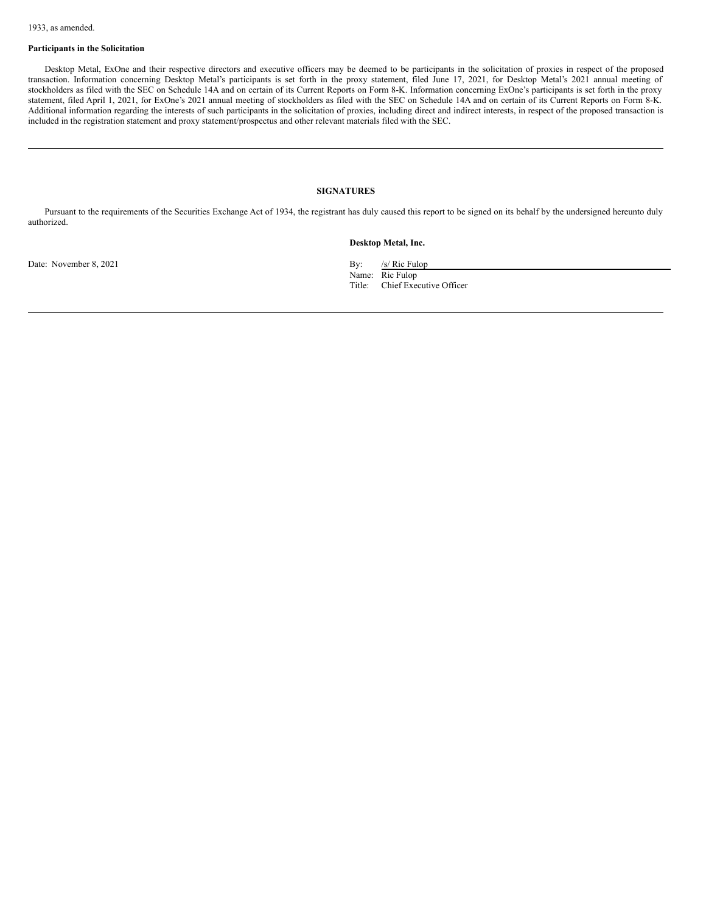1933, as amended.

**Participants in the Solicitation**

Desktop Metal, ExOne and their respective directors and executive officers may be deemed to be participants in the solicitation of proxies in respect of the proposed transaction. Information concerning Desktop Metal's participants is set forth in the proxy statement, filed June 17, 2021, for Desktop Metal's 2021 annual meeting of stockholders as filed with the SEC on Schedule 14A and on certain of its Current Reports on Form 8-K. Information concerning ExOne's participants is set forth in the proxy statement, filed April 1, 2021, for ExOne's 2021 annual meeting of stockholders as filed with the SEC on Schedule 14A and on certain of its Current Reports on Form 8-K. Additional information regarding the interests of such participants in the solicitation of proxies, including direct and indirect interests, in respect of the proposed transaction is included in the registration statement and proxy statement/prospectus and other relevant materials filed with the SEC.

---

**SIGNATURES**

Pursuant to the requirements of the Securities Exchange Act of 1934, the registrant has duly caused this report to be signed on its behalf by the undersigned hereunto duly authorized.

**Desktop Metal, Inc.**

Date: November 8, 2021

By: /s/ Ric Fulop
Name: Ric Fulop
Title: Chief Executive Officer